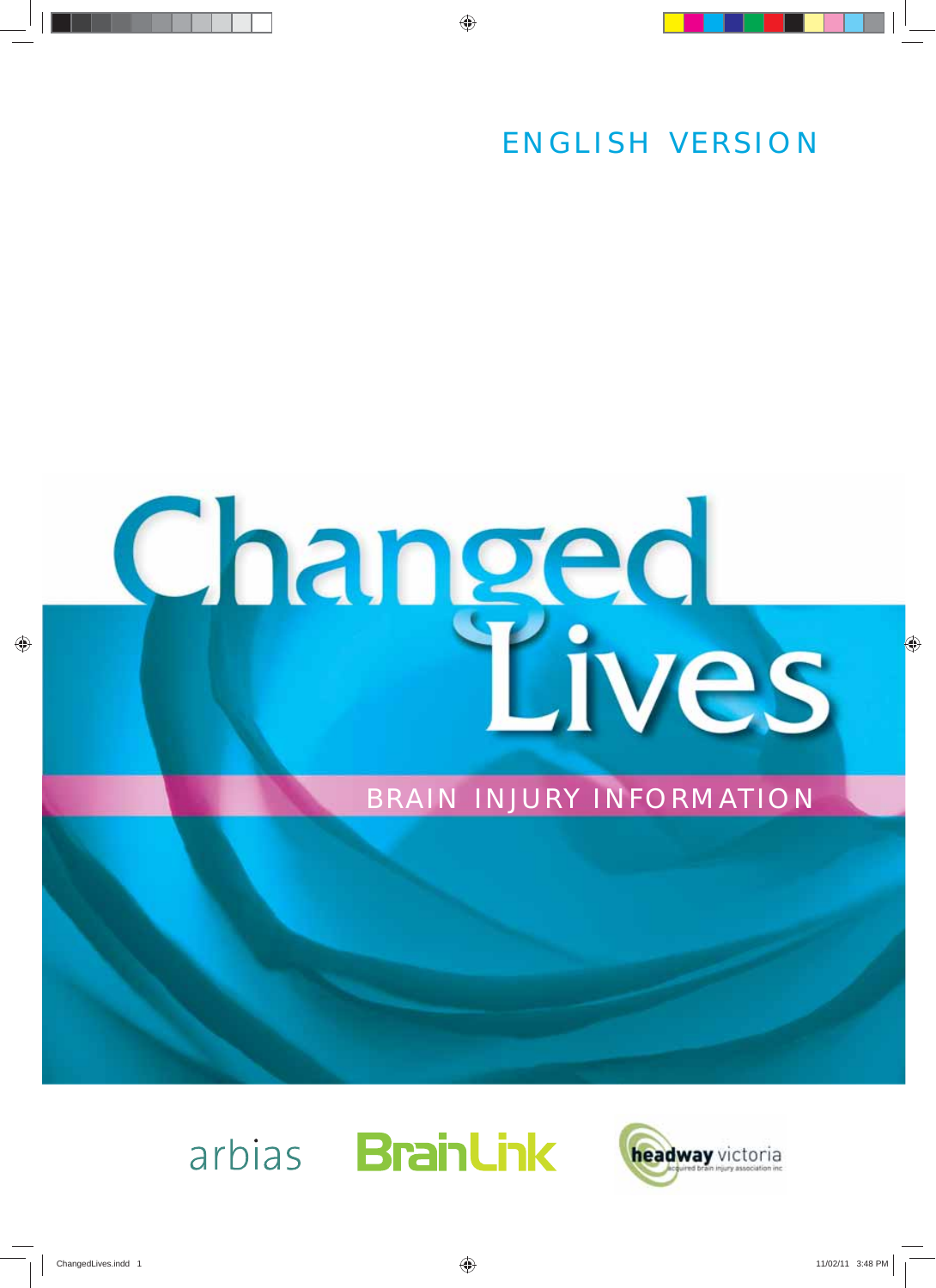ENGLISH VERSION

# Changed Lives

BRAIN INJURY INFORMATION

arbias BrainLink headway victoria

acquired brain injury association inc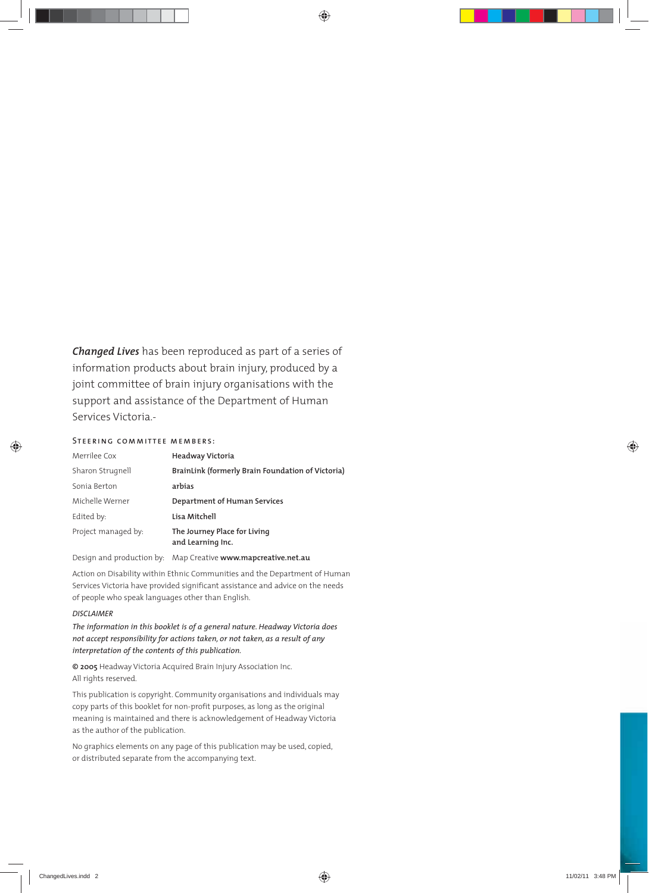***Changed Lives*** has been reproduced as part of a series of information products about brain injury, produced by a joint committee of brain injury organisations with the support and assistance of the Department of Human Services Victoria.-

### Steering committee members:

| | |
|---|---|
| Merrilee Cox | **Headway Victoria** |
| Sharon Strugnell | **BrainLink (formerly Brain Foundation of Victoria)** |
| Sonia Berton | **arbias** |
| Michelle Werner | **Department of Human Services** |
| Edited by: | **Lisa Mitchell** |
| Project managed by: | **The Journey Place for Living and Learning Inc.** |
| Design and production by: | Map Creative **www.mapcreative.net.au** |

Action on Disability within Ethnic Communities and the Department of Human Services Victoria have provided significant assistance and advice on the needs of people who speak languages other than English.

*DISCLAIMER*

*The information in this booklet is of a general nature. Headway Victoria does not accept responsibility for actions taken, or not taken, as a result of any interpretation of the contents of this publication.*

**© 2005** Headway Victoria Acquired Brain Injury Association Inc.
All rights reserved.

This publication is copyright. Community organisations and individuals may copy parts of this booklet for non-profit purposes, as long as the original meaning is maintained and there is acknowledgement of Headway Victoria as the author of the publication.

No graphics elements on any page of this publication may be used, copied, or distributed separate from the accompanying text.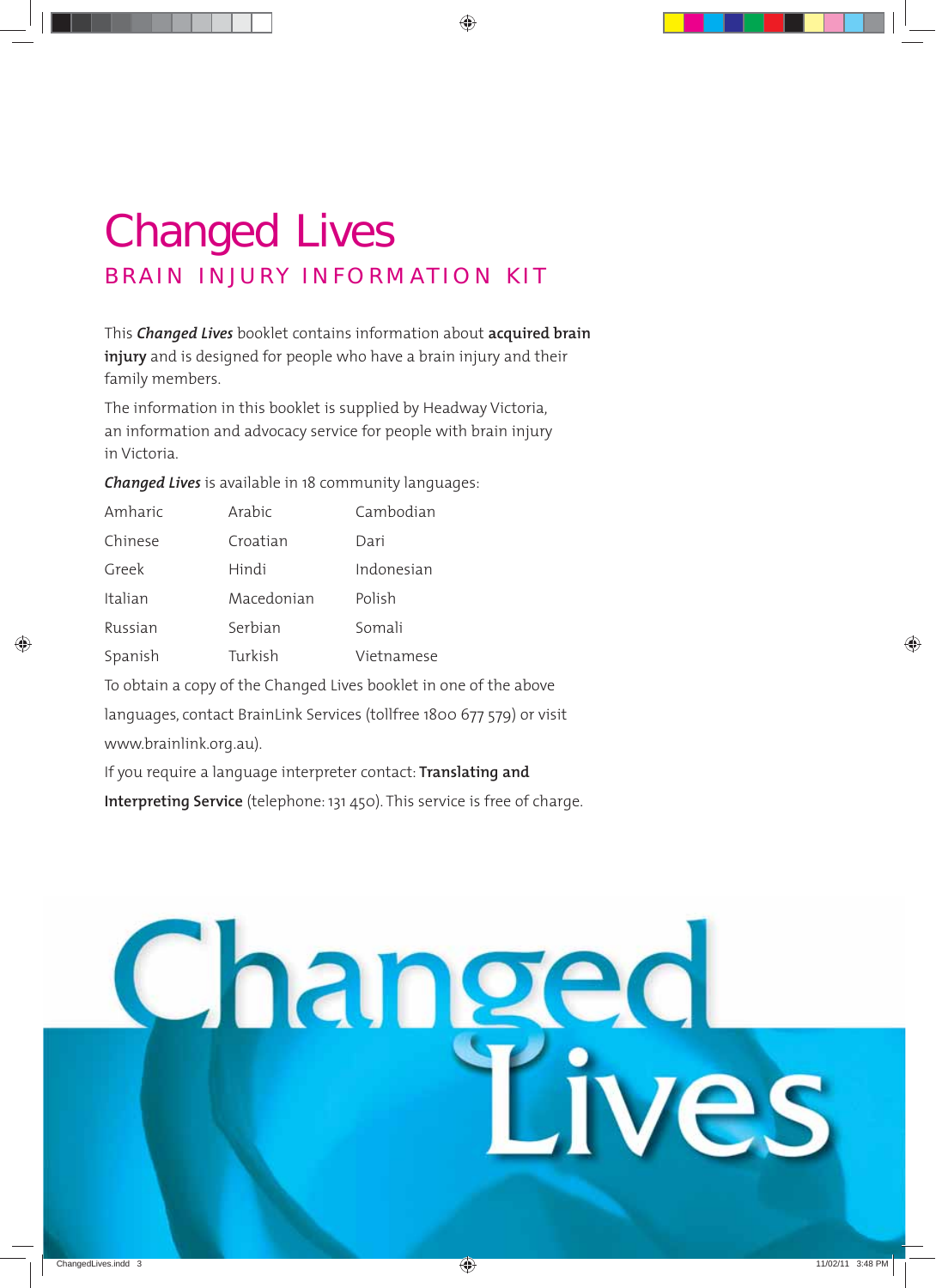# Changed Lives

## BRAIN INJURY INFORMATION KIT

This ***Changed Lives*** booklet contains information about **acquired brain injury** and is designed for people who have a brain injury and their family members.

The information in this booklet is supplied by Headway Victoria, an information and advocacy service for people with brain injury in Victoria.

***Changed Lives*** is available in 18 community languages:

| | | |
|---|---|---|
| Amharic | Arabic | Cambodian |
| Chinese | Croatian | Dari |
| Greek | Hindi | Indonesian |
| Italian | Macedonian | Polish |
| Russian | Serbian | Somali |
| Spanish | Turkish | Vietnamese |

To obtain a copy of the Changed Lives booklet in one of the above languages, contact BrainLink Services (tollfree 1800 677 579) or visit www.brainlink.org.au).

If you require a language interpreter contact: **Translating and Interpreting Service** (telephone: 131 450). This service is free of charge.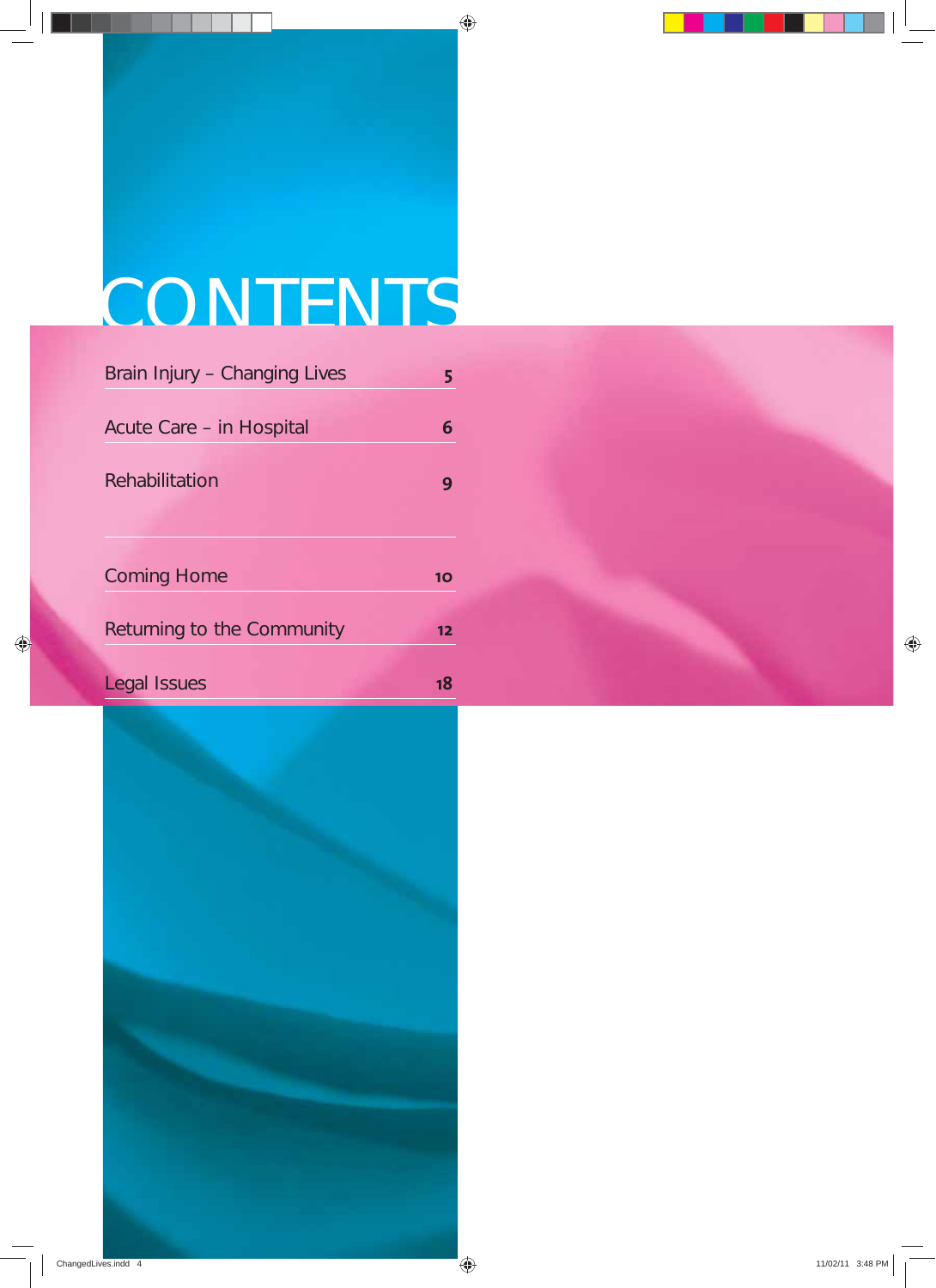# CONTENTS

| | |
|---|---|
| Brain Injury – Changing Lives | 5 |
| Acute Care – in Hospital | 6 |
| Rehabilitation | 9 |
| Coming Home | 10 |
| Returning to the Community | 12 |
| Legal Issues | 18 |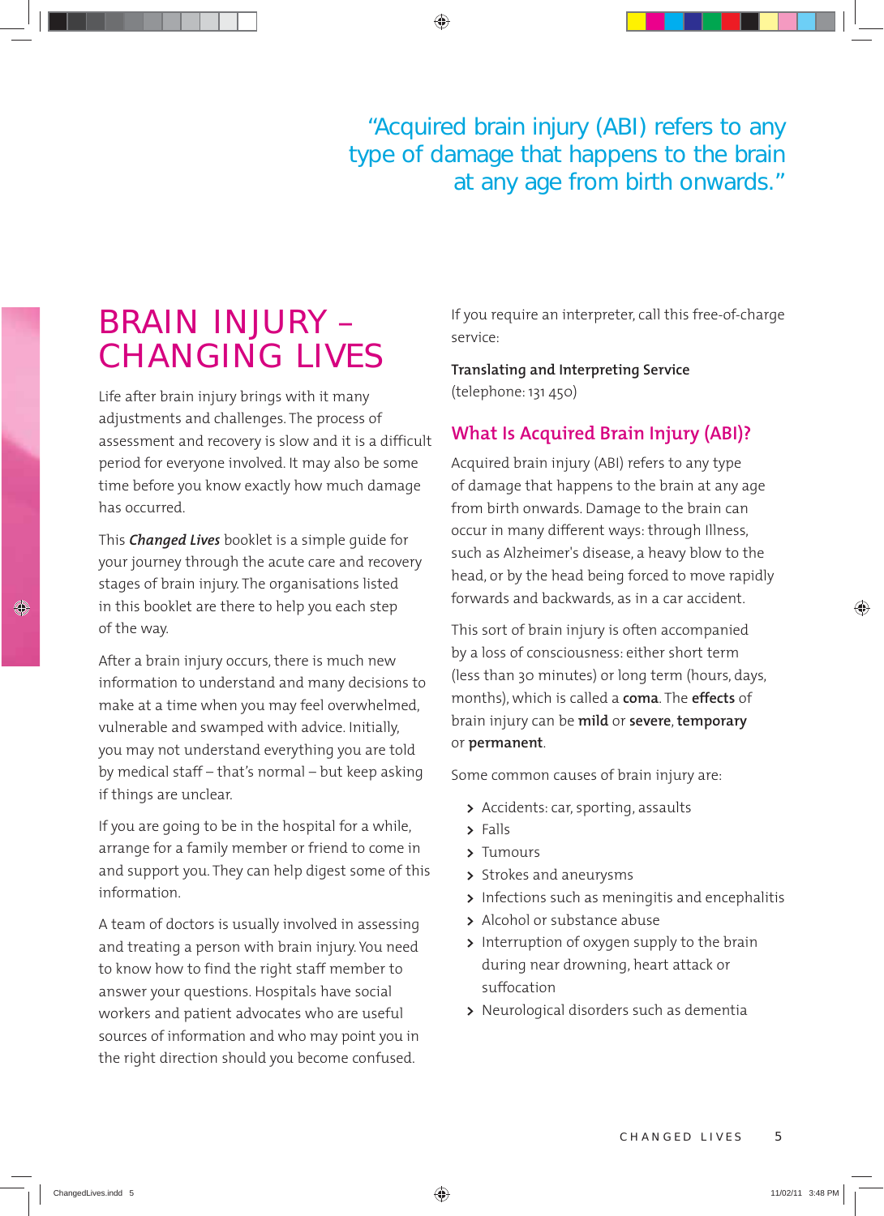> "Acquired brain injury (ABI) refers to any type of damage that happens to the brain at any age from birth onwards."

# BRAIN INJURY – CHANGING LIVES

Life after brain injury brings with it many adjustments and challenges. The process of assessment and recovery is slow and it is a difficult period for everyone involved. It may also be some time before you know exactly how much damage has occurred.

This ***Changed Lives*** booklet is a simple guide for your journey through the acute care and recovery stages of brain injury. The organisations listed in this booklet are there to help you each step of the way.

After a brain injury occurs, there is much new information to understand and many decisions to make at a time when you may feel overwhelmed, vulnerable and swamped with advice. Initially, you may not understand everything you are told by medical staff – that's normal – but keep asking if things are unclear.

If you are going to be in the hospital for a while, arrange for a family member or friend to come in and support you. They can help digest some of this information.

A team of doctors is usually involved in assessing and treating a person with brain injury. You need to know how to find the right staff member to answer your questions. Hospitals have social workers and patient advocates who are useful sources of information and who may point you in the right direction should you become confused.

If you require an interpreter, call this free-of-charge service:

**Translating and Interpreting Service**
(telephone: 131 450)

## What Is Acquired Brain Injury (ABI)?

Acquired brain injury (ABI) refers to any type of damage that happens to the brain at any age from birth onwards. Damage to the brain can occur in many different ways: through Illness, such as Alzheimer's disease, a heavy blow to the head, or by the head being forced to move rapidly forwards and backwards, as in a car accident.

This sort of brain injury is often accompanied by a loss of consciousness: either short term (less than 30 minutes) or long term (hours, days, months), which is called a **coma**. The **effects** of brain injury can be **mild** or **severe**, **temporary** or **permanent**.

Some common causes of brain injury are:

- Accidents: car, sporting, assaults
- Falls
- Tumours
- Strokes and aneurysms
- Infections such as meningitis and encephalitis
- Alcohol or substance abuse
- Interruption of oxygen supply to the brain during near drowning, heart attack or suffocation
- Neurological disorders such as dementia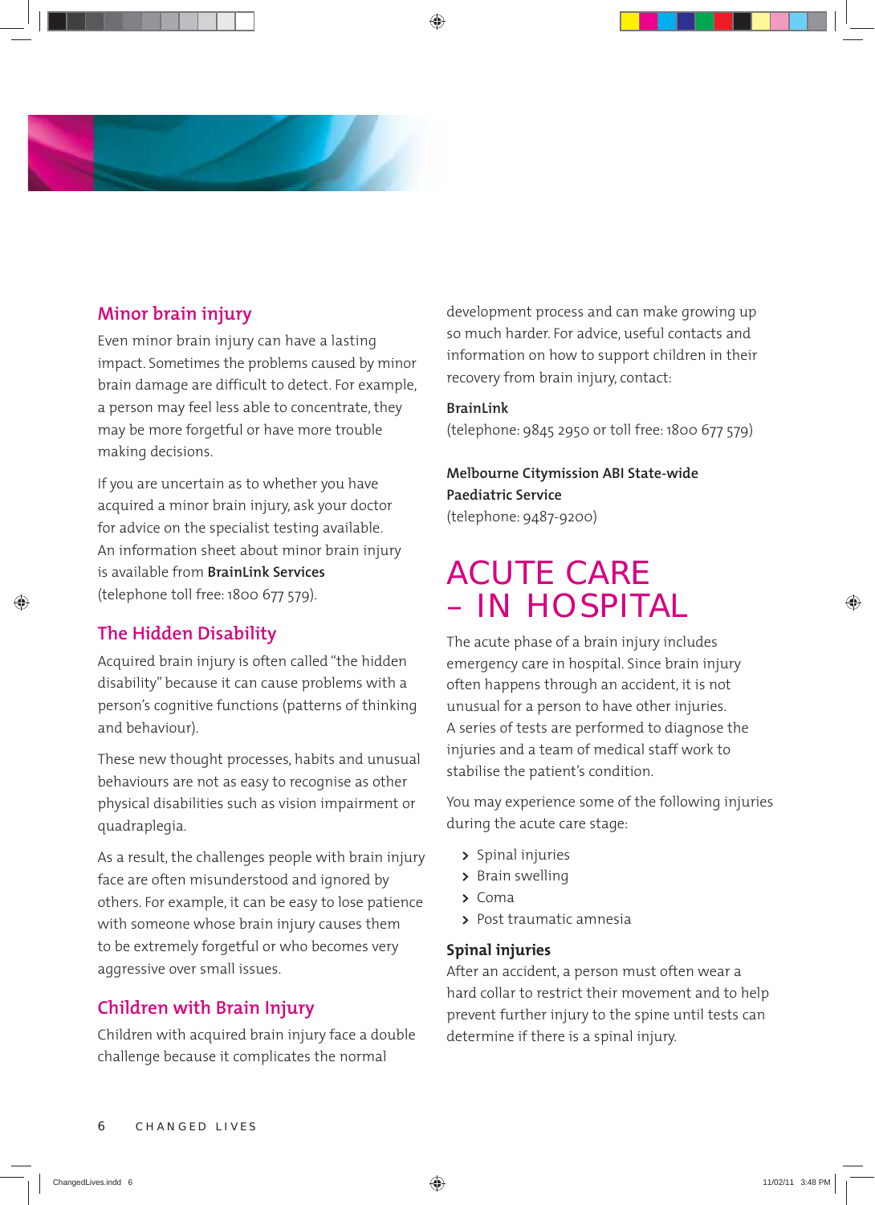## Minor brain injury

Even minor brain injury can have a lasting impact. Sometimes the problems caused by minor brain damage are difficult to detect. For example, a person may feel less able to concentrate, they may be more forgetful or have more trouble making decisions.

If you are uncertain as to whether you have acquired a minor brain injury, ask your doctor for advice on the specialist testing available. An information sheet about minor brain injury is available from **BrainLink Services** (telephone toll free: 1800 677 579).

## The Hidden Disability

Acquired brain injury is often called "the hidden disability" because it can cause problems with a person's cognitive functions (patterns of thinking and behaviour).

These new thought processes, habits and unusual behaviours are not as easy to recognise as other physical disabilities such as vision impairment or quadraplegia.

As a result, the challenges people with brain injury face are often misunderstood and ignored by others. For example, it can be easy to lose patience with someone whose brain injury causes them to be extremely forgetful or who becomes very aggressive over small issues.

## Children with Brain Injury

Children with acquired brain injury face a double challenge because it complicates the normal development process and can make growing up so much harder. For advice, useful contacts and information on how to support children in their recovery from brain injury, contact:

**BrainLink**
(telephone: 9845 2950 or toll free: 1800 677 579)

**Melbourne Citymission ABI State-wide Paediatric Service**
(telephone: 9487-9200)

# ACUTE CARE – IN HOSPITAL

The acute phase of a brain injury includes emergency care in hospital. Since brain injury often happens through an accident, it is not unusual for a person to have other injuries. A series of tests are performed to diagnose the injuries and a team of medical staff work to stabilise the patient's condition.

You may experience some of the following injuries during the acute care stage:

- Spinal injuries
- Brain swelling
- Coma
- Post traumatic amnesia

### Spinal injuries

After an accident, a person must often wear a hard collar to restrict their movement and to help prevent further injury to the spine until tests can determine if there is a spinal injury.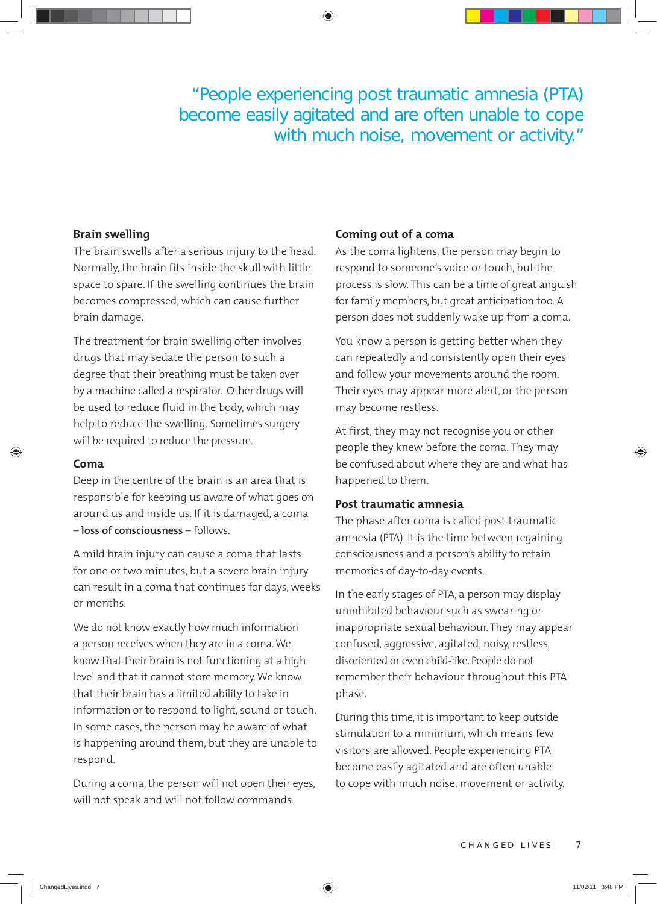> "People experiencing post traumatic amnesia (PTA) become easily agitated and are often unable to cope with much noise, movement or activity."

### Brain swelling

The brain swells after a serious injury to the head. Normally, the brain fits inside the skull with little space to spare. If the swelling continues the brain becomes compressed, which can cause further brain damage.

The treatment for brain swelling often involves drugs that may sedate the person to such a degree that their breathing must be taken over by a machine called a respirator. Other drugs will be used to reduce fluid in the body, which may help to reduce the swelling. Sometimes surgery will be required to reduce the pressure.

### Coma

Deep in the centre of the brain is an area that is responsible for keeping us aware of what goes on around us and inside us. If it is damaged, a coma – **loss of consciousness** – follows.

A mild brain injury can cause a coma that lasts for one or two minutes, but a severe brain injury can result in a coma that continues for days, weeks or months.

We do not know exactly how much information a person receives when they are in a coma. We know that their brain is not functioning at a high level and that it cannot store memory. We know that their brain has a limited ability to take in information or to respond to light, sound or touch. In some cases, the person may be aware of what is happening around them, but they are unable to respond.

During a coma, the person will not open their eyes, will not speak and will not follow commands.

### Coming out of a coma

As the coma lightens, the person may begin to respond to someone's voice or touch, but the process is slow. This can be a time of great anguish for family members, but great anticipation too. A person does not suddenly wake up from a coma.

You know a person is getting better when they can repeatedly and consistently open their eyes and follow your movements around the room. Their eyes may appear more alert, or the person may become restless.

At first, they may not recognise you or other people they knew before the coma. They may be confused about where they are and what has happened to them.

### Post traumatic amnesia

The phase after coma is called post traumatic amnesia (PTA). It is the time between regaining consciousness and a person's ability to retain memories of day-to-day events.

In the early stages of PTA, a person may display uninhibited behaviour such as swearing or inappropriate sexual behaviour. They may appear confused, aggressive, agitated, noisy, restless, disoriented or even child-like. People do not remember their behaviour throughout this PTA phase.

During this time, it is important to keep outside stimulation to a minimum, which means few visitors are allowed. People experiencing PTA become easily agitated and are often unable to cope with much noise, movement or activity.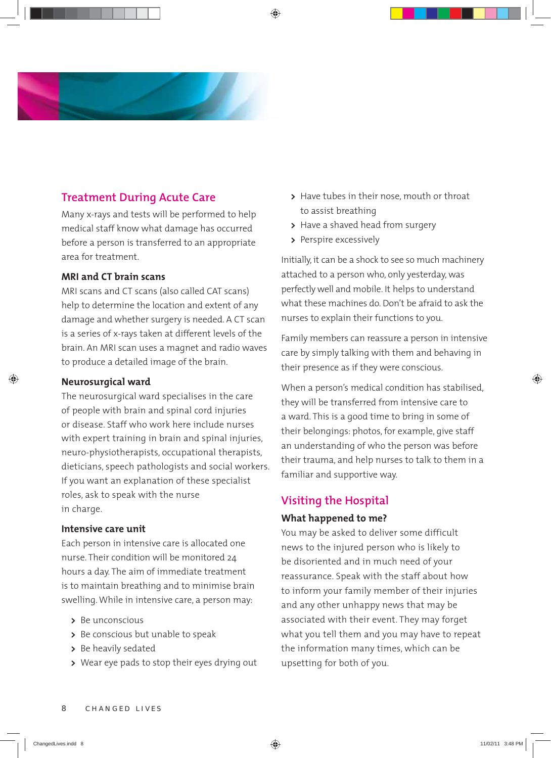## Treatment During Acute Care

Many x-rays and tests will be performed to help medical staff know what damage has occurred before a person is transferred to an appropriate area for treatment.

### MRI and CT brain scans

MRI scans and CT scans (also called CAT scans) help to determine the location and extent of any damage and whether surgery is needed. A CT scan is a series of x-rays taken at different levels of the brain. An MRI scan uses a magnet and radio waves to produce a detailed image of the brain.

### Neurosurgical ward

The neurosurgical ward specialises in the care of people with brain and spinal cord injuries or disease. Staff who work here include nurses with expert training in brain and spinal injuries, neuro-physiotherapists, occupational therapists, dieticians, speech pathologists and social workers. If you want an explanation of these specialist roles, ask to speak with the nurse in charge.

### Intensive care unit

Each person in intensive care is allocated one nurse. Their condition will be monitored 24 hours a day. The aim of immediate treatment is to maintain breathing and to minimise brain swelling. While in intensive care, a person may:

- Be unconscious
- Be conscious but unable to speak
- Be heavily sedated
- Wear eye pads to stop their eyes drying out
- Have tubes in their nose, mouth or throat to assist breathing
- Have a shaved head from surgery
- Perspire excessively

Initially, it can be a shock to see so much machinery attached to a person who, only yesterday, was perfectly well and mobile. It helps to understand what these machines do. Don't be afraid to ask the nurses to explain their functions to you.

Family members can reassure a person in intensive care by simply talking with them and behaving in their presence as if they were conscious.

When a person's medical condition has stabilised, they will be transferred from intensive care to a ward. This is a good time to bring in some of their belongings: photos, for example, give staff an understanding of who the person was before their trauma, and help nurses to talk to them in a familiar and supportive way.

## Visiting the Hospital

### What happened to me?

You may be asked to deliver some difficult news to the injured person who is likely to be disoriented and in much need of your reassurance. Speak with the staff about how to inform your family member of their injuries and any other unhappy news that may be associated with their event. They may forget what you tell them and you may have to repeat the information many times, which can be upsetting for both of you.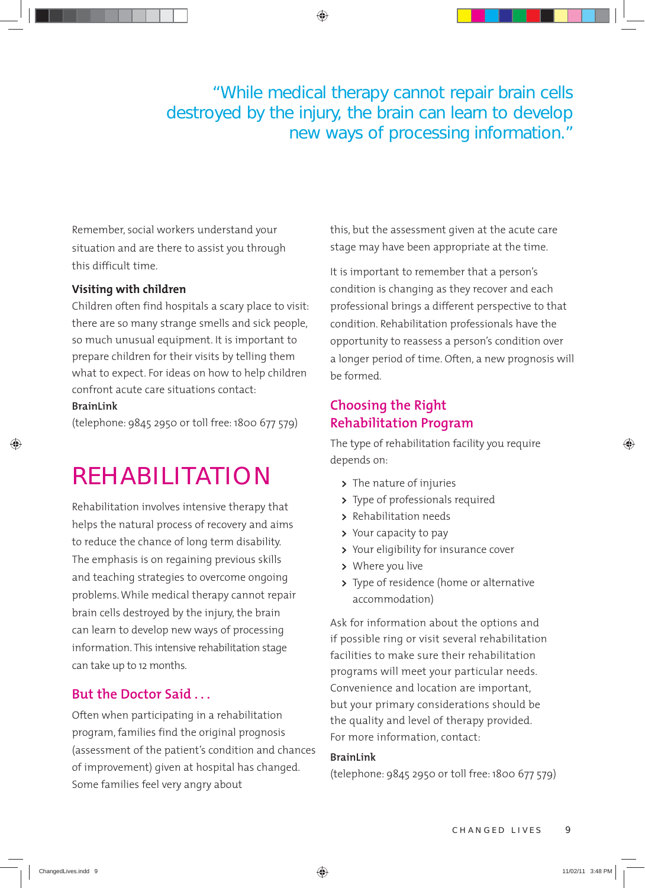> "While medical therapy cannot repair brain cells destroyed by the injury, the brain can learn to develop new ways of processing information."

Remember, social workers understand your situation and are there to assist you through this difficult time.

**Visiting with children**

Children often find hospitals a scary place to visit: there are so many strange smells and sick people, so much unusual equipment. It is important to prepare children for their visits by telling them what to expect. For ideas on how to help children confront acute care situations contact:

**BrainLink**
(telephone: 9845 2950 or toll free: 1800 677 579)

# REHABILITATION

Rehabilitation involves intensive therapy that helps the natural process of recovery and aims to reduce the chance of long term disability. The emphasis is on regaining previous skills and teaching strategies to overcome ongoing problems. While medical therapy cannot repair brain cells destroyed by the injury, the brain can learn to develop new ways of processing information. This intensive rehabilitation stage can take up to 12 months.

## But the Doctor Said . . .

Often when participating in a rehabilitation program, families find the original prognosis (assessment of the patient's condition and chances of improvement) given at hospital has changed. Some families feel very angry about this, but the assessment given at the acute care stage may have been appropriate at the time.

It is important to remember that a person's condition is changing as they recover and each professional brings a different perspective to that condition. Rehabilitation professionals have the opportunity to reassess a person's condition over a longer period of time. Often, a new prognosis will be formed.

## Choosing the Right Rehabilitation Program

The type of rehabilitation facility you require depends on:

- The nature of injuries
- Type of professionals required
- Rehabilitation needs
- Your capacity to pay
- Your eligibility for insurance cover
- Where you live
- Type of residence (home or alternative accommodation)

Ask for information about the options and if possible ring or visit several rehabilitation facilities to make sure their rehabilitation programs will meet your particular needs. Convenience and location are important, but your primary considerations should be the quality and level of therapy provided. For more information, contact:

**BrainLink**
(telephone: 9845 2950 or toll free: 1800 677 579)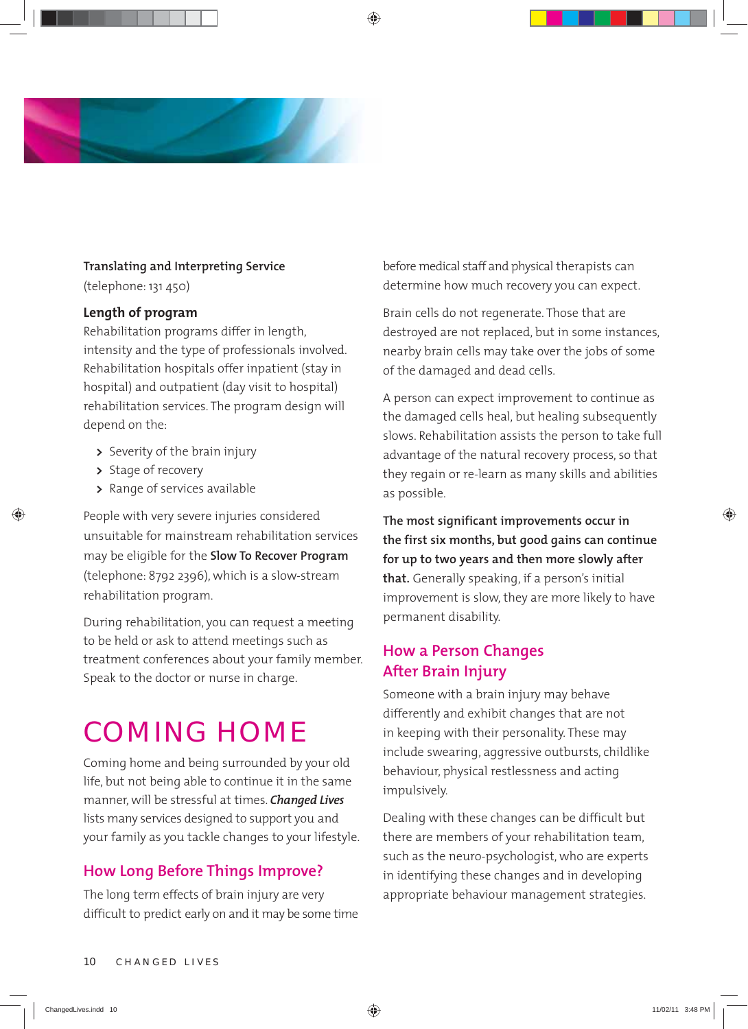**Translating and Interpreting Service** (telephone: 131 450)

### Length of program

Rehabilitation programs differ in length, intensity and the type of professionals involved. Rehabilitation hospitals offer inpatient (stay in hospital) and outpatient (day visit to hospital) rehabilitation services. The program design will depend on the:

- Severity of the brain injury
- Stage of recovery
- Range of services available

People with very severe injuries considered unsuitable for mainstream rehabilitation services may be eligible for the **Slow To Recover Program** (telephone: 8792 2396), which is a slow-stream rehabilitation program.

During rehabilitation, you can request a meeting to be held or ask to attend meetings such as treatment conferences about your family member. Speak to the doctor or nurse in charge.

# COMING HOME

Coming home and being surrounded by your old life, but not being able to continue it in the same manner, will be stressful at times. ***Changed Lives*** lists many services designed to support you and your family as you tackle changes to your lifestyle.

## How Long Before Things Improve?

The long term effects of brain injury are very difficult to predict early on and it may be some time before medical staff and physical therapists can determine how much recovery you can expect.

Brain cells do not regenerate. Those that are destroyed are not replaced, but in some instances, nearby brain cells may take over the jobs of some of the damaged and dead cells.

A person can expect improvement to continue as the damaged cells heal, but healing subsequently slows. Rehabilitation assists the person to take full advantage of the natural recovery process, so that they regain or re-learn as many skills and abilities as possible.

**The most significant improvements occur in the first six months, but good gains can continue for up to two years and then more slowly after that.** Generally speaking, if a person's initial improvement is slow, they are more likely to have permanent disability.

## How a Person Changes After Brain Injury

Someone with a brain injury may behave differently and exhibit changes that are not in keeping with their personality. These may include swearing, aggressive outbursts, childlike behaviour, physical restlessness and acting impulsively.

Dealing with these changes can be difficult but there are members of your rehabilitation team, such as the neuro-psychologist, who are experts in identifying these changes and in developing appropriate behaviour management strategies.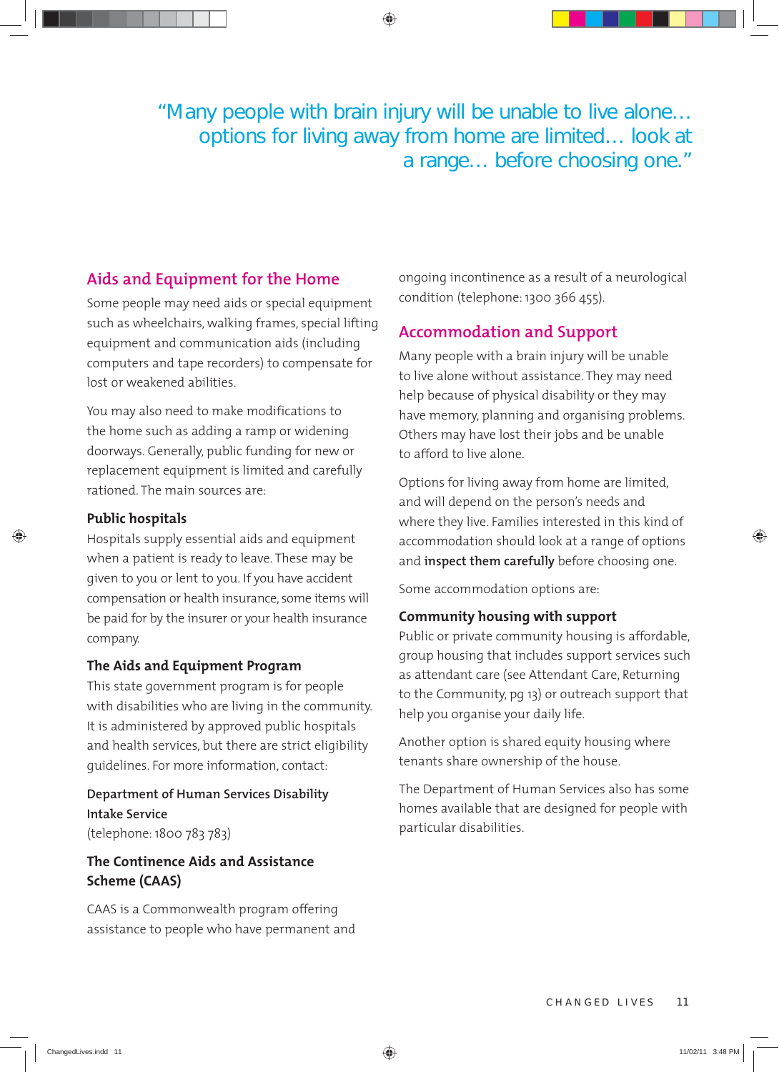> "Many people with brain injury will be unable to live alone… options for living away from home are limited… look at a range… before choosing one."

## Aids and Equipment for the Home

Some people may need aids or special equipment such as wheelchairs, walking frames, special lifting equipment and communication aids (including computers and tape recorders) to compensate for lost or weakened abilities.

You may also need to make modifications to the home such as adding a ramp or widening doorways. Generally, public funding for new or replacement equipment is limited and carefully rationed. The main sources are:

### Public hospitals

Hospitals supply essential aids and equipment when a patient is ready to leave. These may be given to you or lent to you. If you have accident compensation or health insurance, some items will be paid for by the insurer or your health insurance company.

### The Aids and Equipment Program

This state government program is for people with disabilities who are living in the community. It is administered by approved public hospitals and health services, but there are strict eligibility guidelines. For more information, contact:

**Department of Human Services Disability Intake Service**
(telephone: 1800 783 783)

### The Continence Aids and Assistance Scheme (CAAS)

CAAS is a Commonwealth program offering assistance to people who have permanent and ongoing incontinence as a result of a neurological condition (telephone: 1300 366 455).

## Accommodation and Support

Many people with a brain injury will be unable to live alone without assistance. They may need help because of physical disability or they may have memory, planning and organising problems. Others may have lost their jobs and be unable to afford to live alone.

Options for living away from home are limited, and will depend on the person's needs and where they live. Families interested in this kind of accommodation should look at a range of options and **inspect them carefully** before choosing one.

Some accommodation options are:

### Community housing with support

Public or private community housing is affordable, group housing that includes support services such as attendant care (see Attendant Care, Returning to the Community, pg 13) or outreach support that help you organise your daily life.

Another option is shared equity housing where tenants share ownership of the house.

The Department of Human Services also has some homes available that are designed for people with particular disabilities.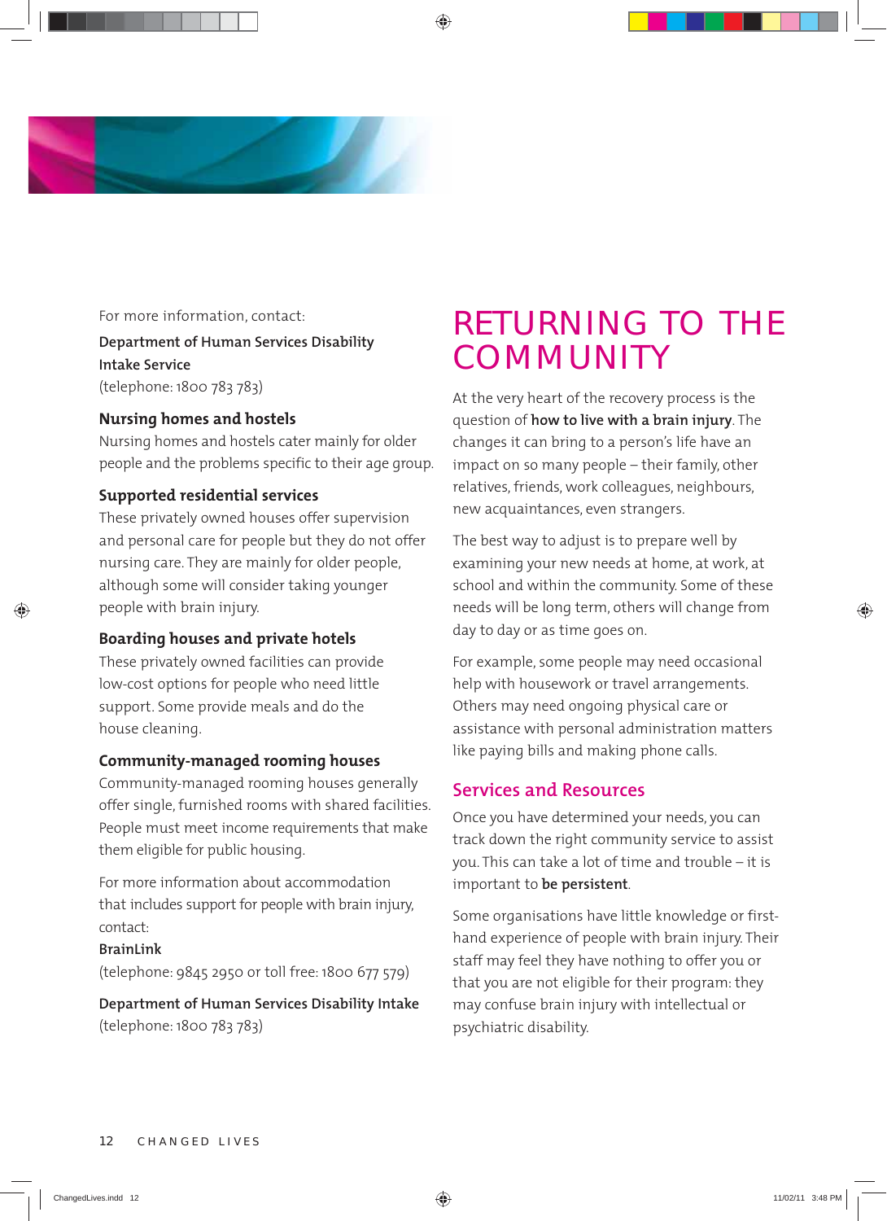For more information, contact:

**Department of Human Services Disability Intake Service**
(telephone: 1800 783 783)

### Nursing homes and hostels

Nursing homes and hostels cater mainly for older people and the problems specific to their age group.

### Supported residential services

These privately owned houses offer supervision and personal care for people but they do not offer nursing care. They are mainly for older people, although some will consider taking younger people with brain injury.

### Boarding houses and private hotels

These privately owned facilities can provide low-cost options for people who need little support. Some provide meals and do the house cleaning.

### Community-managed rooming houses

Community-managed rooming houses generally offer single, furnished rooms with shared facilities. People must meet income requirements that make them eligible for public housing.

For more information about accommodation that includes support for people with brain injury, contact:

**BrainLink**
(telephone: 9845 2950 or toll free: 1800 677 579)

**Department of Human Services Disability Intake**
(telephone: 1800 783 783)

# RETURNING TO THE COMMUNITY

At the very heart of the recovery process is the question of **how to live with a brain injury**. The changes it can bring to a person's life have an impact on so many people – their family, other relatives, friends, work colleagues, neighbours, new acquaintances, even strangers.

The best way to adjust is to prepare well by examining your new needs at home, at work, at school and within the community. Some of these needs will be long term, others will change from day to day or as time goes on.

For example, some people may need occasional help with housework or travel arrangements. Others may need ongoing physical care or assistance with personal administration matters like paying bills and making phone calls.

## Services and Resources

Once you have determined your needs, you can track down the right community service to assist you. This can take a lot of time and trouble – it is important to **be persistent**.

Some organisations have little knowledge or first-hand experience of people with brain injury. Their staff may feel they have nothing to offer you or that you are not eligible for their program: they may confuse brain injury with intellectual or psychiatric disability.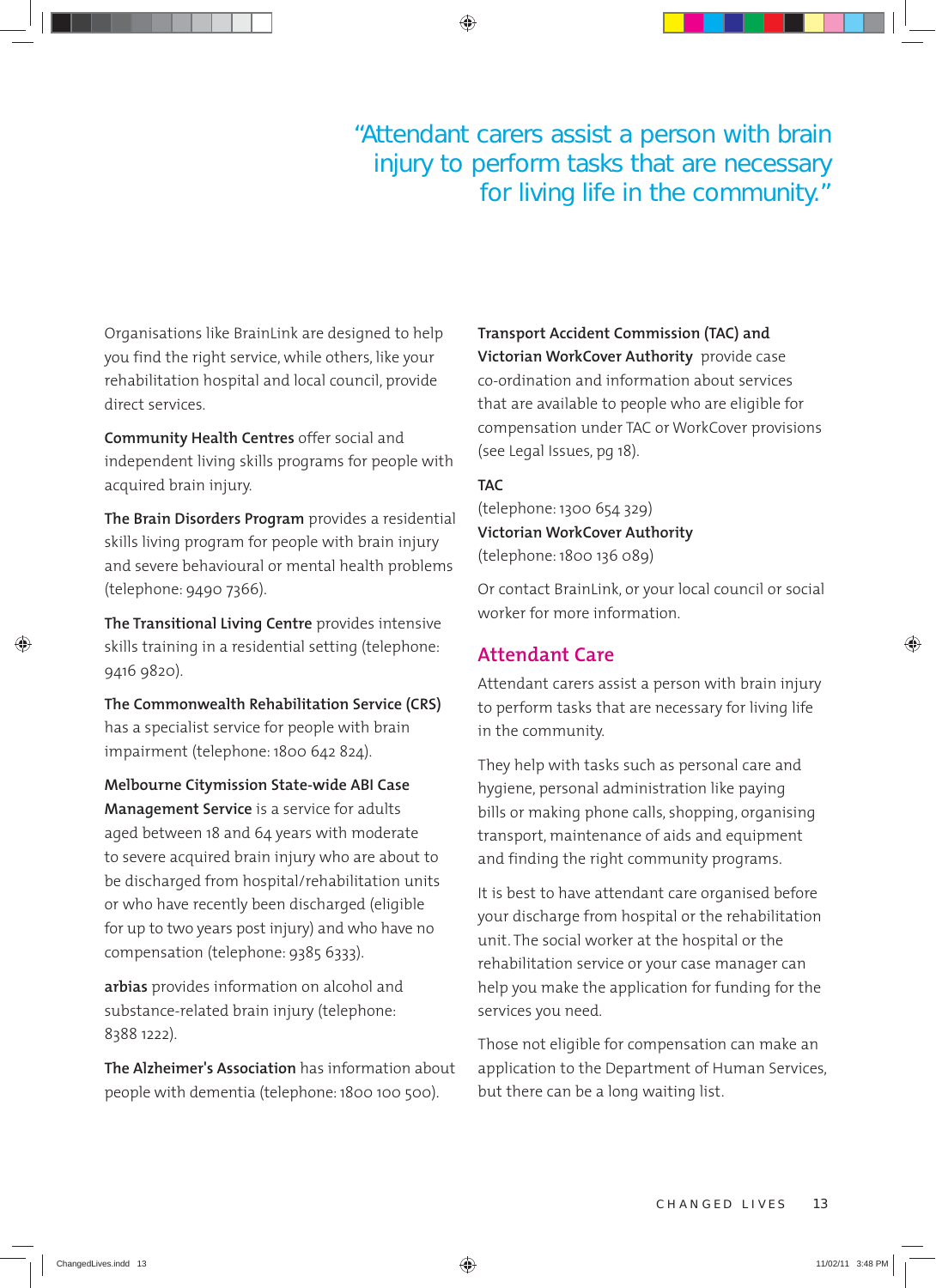> "Attendant carers assist a person with brain injury to perform tasks that are necessary for living life in the community."

Organisations like BrainLink are designed to help you find the right service, while others, like your rehabilitation hospital and local council, provide direct services.

**Community Health Centres** offer social and independent living skills programs for people with acquired brain injury.

**The Brain Disorders Program** provides a residential skills living program for people with brain injury and severe behavioural or mental health problems (telephone: 9490 7366).

**The Transitional Living Centre** provides intensive skills training in a residential setting (telephone: 9416 9820).

**The Commonwealth Rehabilitation Service (CRS)** has a specialist service for people with brain impairment (telephone: 1800 642 824).

**Melbourne Citymission State-wide ABI Case Management Service** is a service for adults aged between 18 and 64 years with moderate to severe acquired brain injury who are about to be discharged from hospital/rehabilitation units or who have recently been discharged (eligible for up to two years post injury) and who have no compensation (telephone: 9385 6333).

**arbias** provides information on alcohol and substance-related brain injury (telephone: 8388 1222).

**The Alzheimer's Association** has information about people with dementia (telephone: 1800 100 500).

**Transport Accident Commission (TAC) and Victorian WorkCover Authority** provide case co-ordination and information about services that are available to people who are eligible for compensation under TAC or WorkCover provisions (see Legal Issues, pg 18).

**TAC**
(telephone: 1300 654 329)
**Victorian WorkCover Authority**
(telephone: 1800 136 089)

Or contact BrainLink, or your local council or social worker for more information.

## Attendant Care

Attendant carers assist a person with brain injury to perform tasks that are necessary for living life in the community.

They help with tasks such as personal care and hygiene, personal administration like paying bills or making phone calls, shopping, organising transport, maintenance of aids and equipment and finding the right community programs.

It is best to have attendant care organised before your discharge from hospital or the rehabilitation unit. The social worker at the hospital or the rehabilitation service or your case manager can help you make the application for funding for the services you need.

Those not eligible for compensation can make an application to the Department of Human Services, but there can be a long waiting list.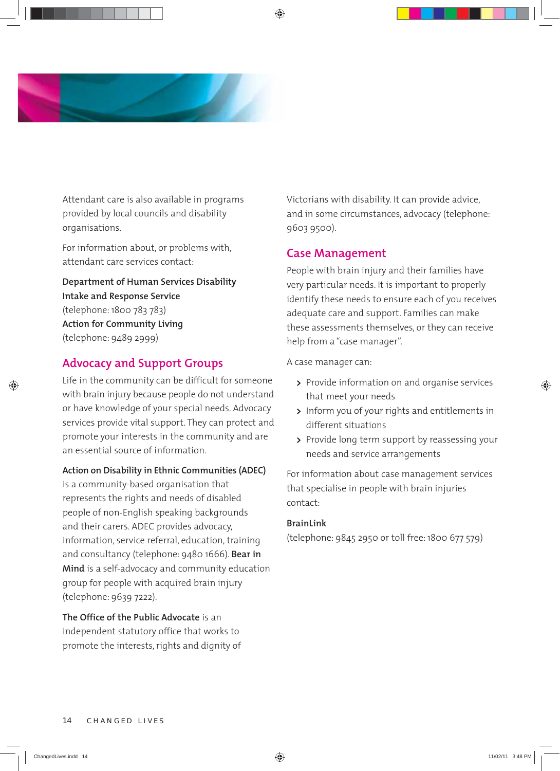Attendant care is also available in programs provided by local councils and disability organisations.

For information about, or problems with, attendant care services contact:

**Department of Human Services Disability Intake and Response Service**
(telephone: 1800 783 783)
**Action for Community Living**
(telephone: 9489 2999)

## Advocacy and Support Groups

Life in the community can be difficult for someone with brain injury because people do not understand or have knowledge of your special needs. Advocacy services provide vital support. They can protect and promote your interests in the community and are an essential source of information.

**Action on Disability in Ethnic Communities (ADEC)** is a community-based organisation that represents the rights and needs of disabled people of non-English speaking backgrounds and their carers. ADEC provides advocacy, information, service referral, education, training and consultancy (telephone: 9480 1666). **Bear in Mind** is a self-advocacy and community education group for people with acquired brain injury (telephone: 9639 7222).

**The Office of the Public Advocate** is an independent statutory office that works to promote the interests, rights and dignity of Victorians with disability. It can provide advice, and in some circumstances, advocacy (telephone: 9603 9500).

## Case Management

People with brain injury and their families have very particular needs. It is important to properly identify these needs to ensure each of you receives adequate care and support. Families can make these assessments themselves, or they can receive help from a "case manager".

A case manager can:

- Provide information on and organise services that meet your needs
- Inform you of your rights and entitlements in different situations
- Provide long term support by reassessing your needs and service arrangements

For information about case management services that specialise in people with brain injuries contact:

**BrainLink**
(telephone: 9845 2950 or toll free: 1800 677 579)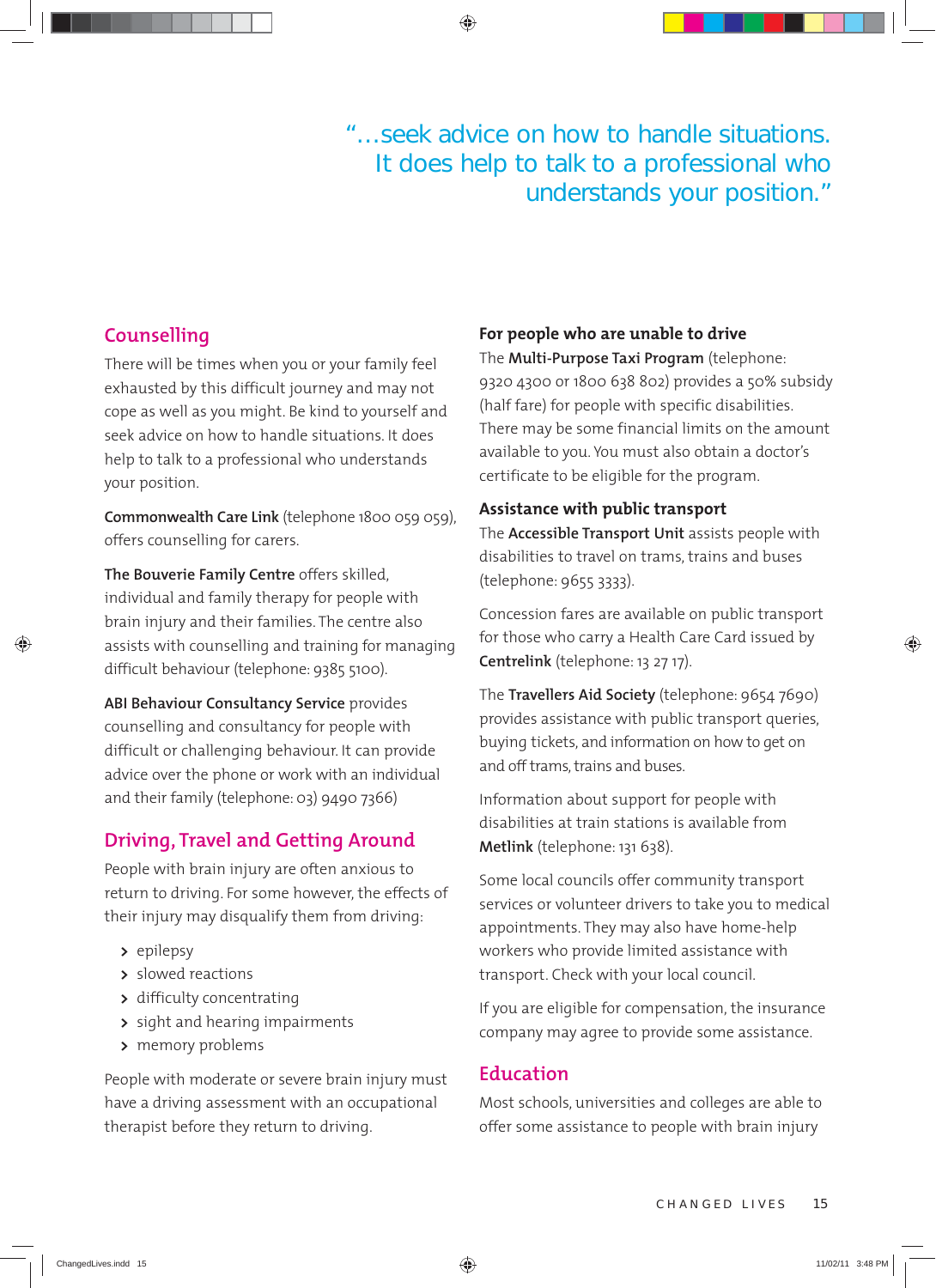> "…seek advice on how to handle situations. It does help to talk to a professional who understands your position."

## Counselling

There will be times when you or your family feel exhausted by this difficult journey and may not cope as well as you might. Be kind to yourself and seek advice on how to handle situations. It does help to talk to a professional who understands your position.

**Commonwealth Care Link** (telephone 1800 059 059), offers counselling for carers.

**The Bouverie Family Centre** offers skilled, individual and family therapy for people with brain injury and their families. The centre also assists with counselling and training for managing difficult behaviour (telephone: 9385 5100).

**ABI Behaviour Consultancy Service** provides counselling and consultancy for people with difficult or challenging behaviour. It can provide advice over the phone or work with an individual and their family (telephone: 03) 9490 7366)

## Driving, Travel and Getting Around

People with brain injury are often anxious to return to driving. For some however, the effects of their injury may disqualify them from driving:

- epilepsy
- slowed reactions
- difficulty concentrating
- sight and hearing impairments
- memory problems

People with moderate or severe brain injury must have a driving assessment with an occupational therapist before they return to driving.

### For people who are unable to drive

The **Multi-Purpose Taxi Program** (telephone: 9320 4300 or 1800 638 802) provides a 50% subsidy (half fare) for people with specific disabilities. There may be some financial limits on the amount available to you. You must also obtain a doctor's certificate to be eligible for the program.

### Assistance with public transport

The **Accessible Transport Unit** assists people with disabilities to travel on trams, trains and buses (telephone: 9655 3333).

Concession fares are available on public transport for those who carry a Health Care Card issued by **Centrelink** (telephone: 13 27 17).

The **Travellers Aid Society** (telephone: 9654 7690) provides assistance with public transport queries, buying tickets, and information on how to get on and off trams, trains and buses.

Information about support for people with disabilities at train stations is available from **Metlink** (telephone: 131 638).

Some local councils offer community transport services or volunteer drivers to take you to medical appointments. They may also have home-help workers who provide limited assistance with transport. Check with your local council.

If you are eligible for compensation, the insurance company may agree to provide some assistance.

## Education

Most schools, universities and colleges are able to offer some assistance to people with brain injury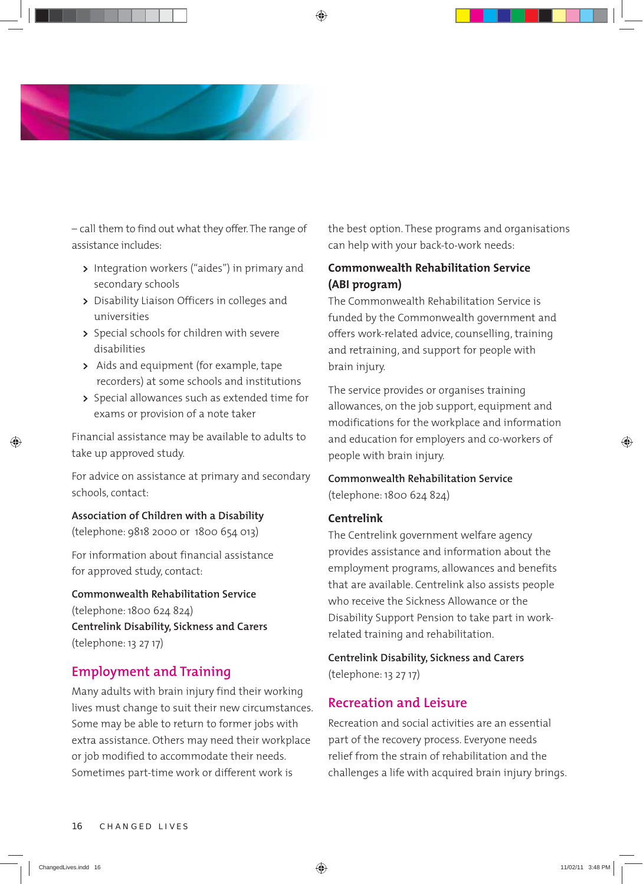– call them to find out what they offer. The range of assistance includes:

- Integration workers ("aides") in primary and secondary schools
- Disability Liaison Officers in colleges and universities
- Special schools for children with severe disabilities
- Aids and equipment (for example, tape recorders) at some schools and institutions
- Special allowances such as extended time for exams or provision of a note taker

Financial assistance may be available to adults to take up approved study.

For advice on assistance at primary and secondary schools, contact:

**Association of Children with a Disability**
(telephone: 9818 2000 or 1800 654 013)

For information about financial assistance for approved study, contact:

**Commonwealth Rehabilitation Service**
(telephone: 1800 624 824)
**Centrelink Disability, Sickness and Carers**
(telephone: 13 27 17)

## Employment and Training

Many adults with brain injury find their working lives must change to suit their new circumstances. Some may be able to return to former jobs with extra assistance. Others may need their workplace or job modified to accommodate their needs. Sometimes part-time work or different work is the best option. These programs and organisations can help with your back-to-work needs:

### Commonwealth Rehabilitation Service (ABI program)

The Commonwealth Rehabilitation Service is funded by the Commonwealth government and offers work-related advice, counselling, training and retraining, and support for people with brain injury.

The service provides or organises training allowances, on the job support, equipment and modifications for the workplace and information and education for employers and co-workers of people with brain injury.

**Commonwealth Rehabilitation Service**
(telephone: 1800 624 824)

### Centrelink

The Centrelink government welfare agency provides assistance and information about the employment programs, allowances and benefits that are available. Centrelink also assists people who receive the Sickness Allowance or the Disability Support Pension to take part in work-related training and rehabilitation.

**Centrelink Disability, Sickness and Carers**
(telephone: 13 27 17)

## Recreation and Leisure

Recreation and social activities are an essential part of the recovery process. Everyone needs relief from the strain of rehabilitation and the challenges a life with acquired brain injury brings.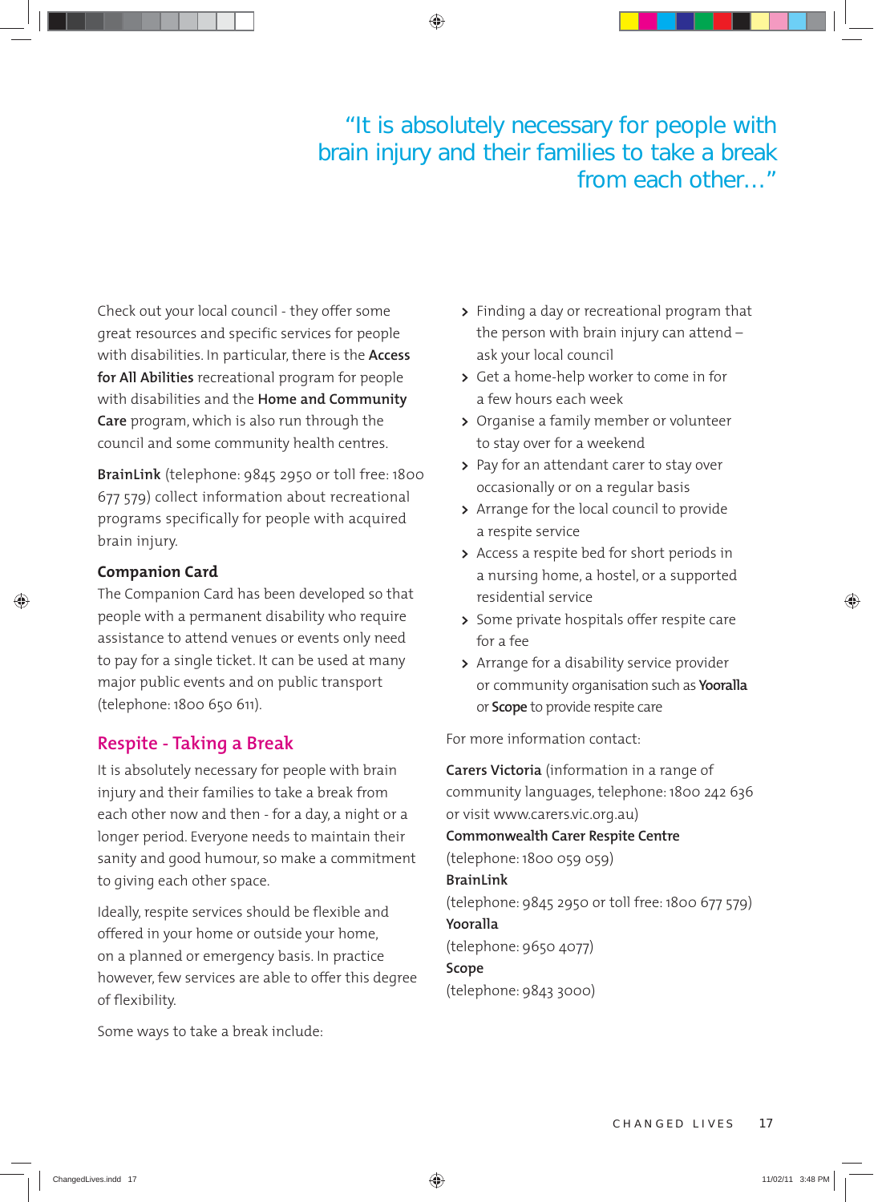"It is absolutely necessary for people with brain injury and their families to take a break from each other..."

Check out your local council - they offer some great resources and specific services for people with disabilities. In particular, there is the **Access for All Abilities** recreational program for people with disabilities and the **Home and Community Care** program, which is also run through the council and some community health centres.

**BrainLink** (telephone: 9845 2950 or toll free: 1800 677 579) collect information about recreational programs specifically for people with acquired brain injury.

### Companion Card

The Companion Card has been developed so that people with a permanent disability who require assistance to attend venues or events only need to pay for a single ticket. It can be used at many major public events and on public transport (telephone: 1800 650 611).

## Respite - Taking a Break

It is absolutely necessary for people with brain injury and their families to take a break from each other now and then - for a day, a night or a longer period. Everyone needs to maintain their sanity and good humour, so make a commitment to giving each other space.

Ideally, respite services should be flexible and offered in your home or outside your home, on a planned or emergency basis. In practice however, few services are able to offer this degree of flexibility.

Some ways to take a break include:

- Finding a day or recreational program that the person with brain injury can attend – ask your local council
- Get a home-help worker to come in for a few hours each week
- Organise a family member or volunteer to stay over for a weekend
- Pay for an attendant carer to stay over occasionally or on a regular basis
- Arrange for the local council to provide a respite service
- Access a respite bed for short periods in a nursing home, a hostel, or a supported residential service
- Some private hospitals offer respite care for a fee
- Arrange for a disability service provider or community organisation such as **Yooralla** or **Scope** to provide respite care

For more information contact:

**Carers Victoria** (information in a range of community languages, telephone: 1800 242 636 or visit www.carersvic.org.au)

**Commonwealth Carer Respite Centre**
(telephone: 1800 059 059)

**BrainLink**
(telephone: 9845 2950 or toll free: 1800 677 579)

**Yooralla**
(telephone: 9650 4077)

**Scope**
(telephone: 9843 3000)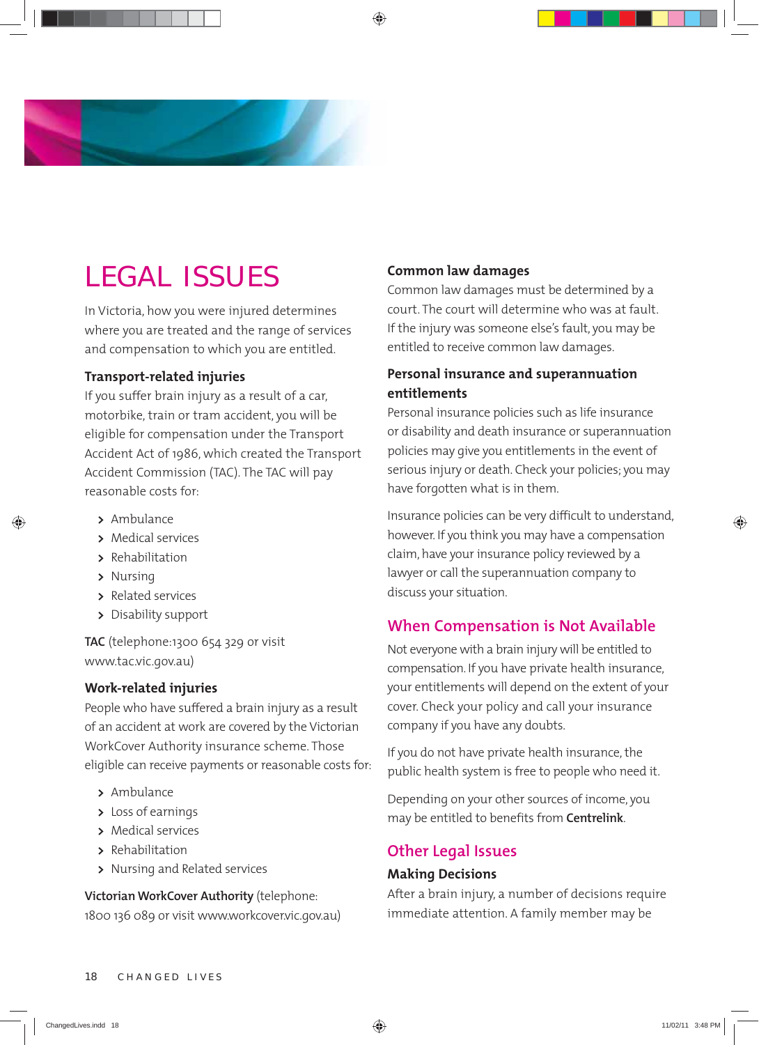# LEGAL ISSUES

In Victoria, how you were injured determines where you are treated and the range of services and compensation to which you are entitled.

### Transport-related injuries

If you suffer brain injury as a result of a car, motorbike, train or tram accident, you will be eligible for compensation under the Transport Accident Act of 1986, which created the Transport Accident Commission (TAC). The TAC will pay reasonable costs for:

- Ambulance
- Medical services
- Rehabilitation
- Nursing
- Related services
- Disability support

**TAC** (telephone:1300 654 329 or visit www.tac.vic.gov.au)

### Work-related injuries

People who have suffered a brain injury as a result of an accident at work are covered by the Victorian WorkCover Authority insurance scheme. Those eligible can receive payments or reasonable costs for:

- Ambulance
- Loss of earnings
- Medical services
- Rehabilitation
- Nursing and Related services

**Victorian WorkCover Authority** (telephone: 1800 136 089 or visit www.workcover.vic.gov.au)

### Common law damages

Common law damages must be determined by a court. The court will determine who was at fault. If the injury was someone else's fault, you may be entitled to receive common law damages.

### Personal insurance and superannuation entitlements

Personal insurance policies such as life insurance or disability and death insurance or superannuation policies may give you entitlements in the event of serious injury or death. Check your policies; you may have forgotten what is in them.

Insurance policies can be very difficult to understand, however. If you think you may have a compensation claim, have your insurance policy reviewed by a lawyer or call the superannuation company to discuss your situation.

## When Compensation is Not Available

Not everyone with a brain injury will be entitled to compensation. If you have private health insurance, your entitlements will depend on the extent of your cover. Check your policy and call your insurance company if you have any doubts.

If you do not have private health insurance, the public health system is free to people who need it.

Depending on your other sources of income, you may be entitled to benefits from **Centrelink**.

## Other Legal Issues

### Making Decisions

After a brain injury, a number of decisions require immediate attention. A family member may be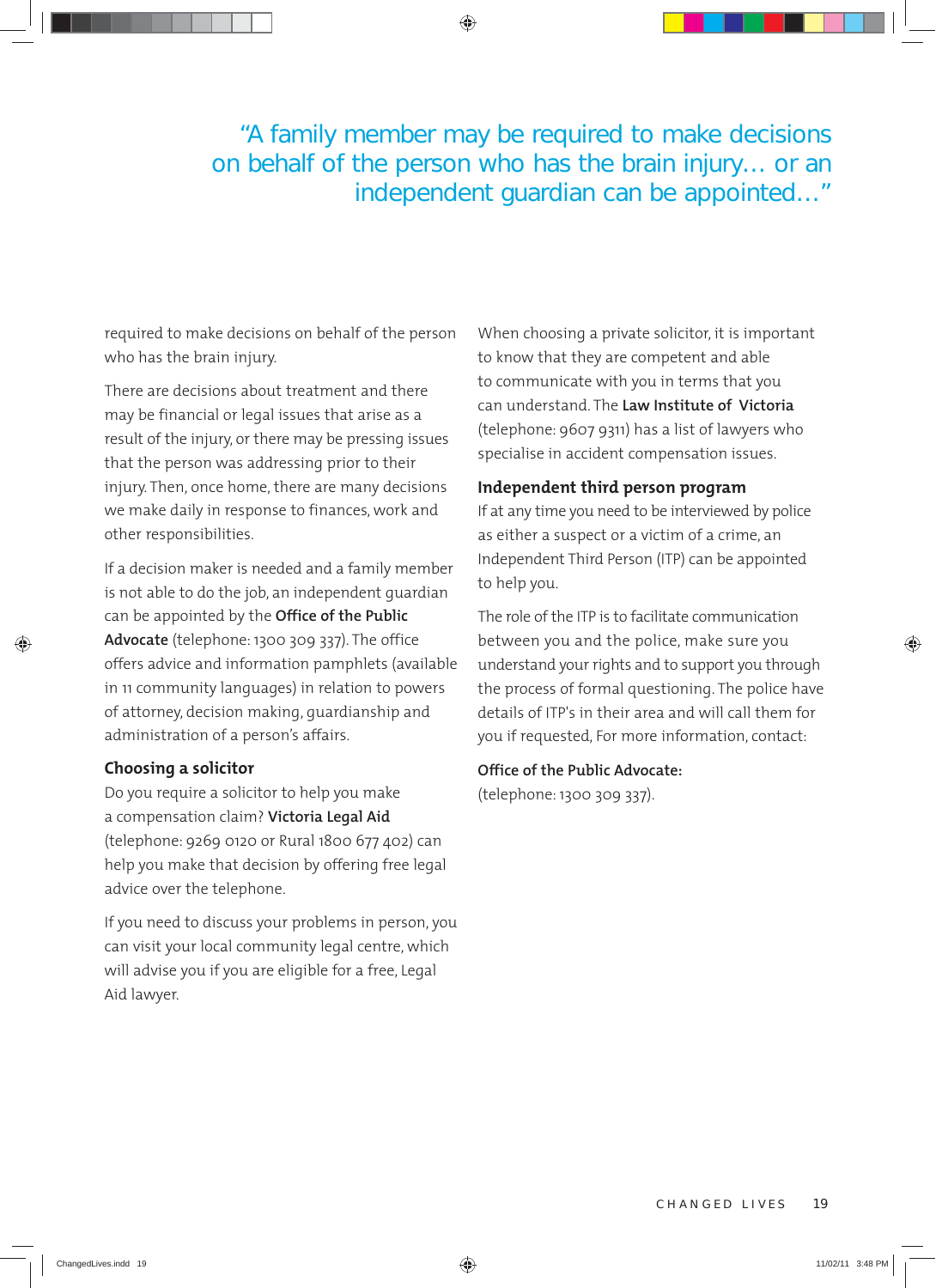> "A family member may be required to make decisions on behalf of the person who has the brain injury… or an independent guardian can be appointed…"

required to make decisions on behalf of the person who has the brain injury.

There are decisions about treatment and there may be financial or legal issues that arise as a result of the injury, or there may be pressing issues that the person was addressing prior to their injury. Then, once home, there are many decisions we make daily in response to finances, work and other responsibilities.

If a decision maker is needed and a family member is not able to do the job, an independent guardian can be appointed by the **Office of the Public Advocate** (telephone: 1300 309 337). The office offers advice and information pamphlets (available in 11 community languages) in relation to powers of attorney, decision making, guardianship and administration of a person's affairs.

### Choosing a solicitor

Do you require a solicitor to help you make a compensation claim? **Victoria Legal Aid** (telephone: 9269 0120 or Rural 1800 677 402) can help you make that decision by offering free legal advice over the telephone.

If you need to discuss your problems in person, you can visit your local community legal centre, which will advise you if you are eligible for a free, Legal Aid lawyer.

When choosing a private solicitor, it is important to know that they are competent and able to communicate with you in terms that you can understand. The **Law Institute of Victoria** (telephone: 9607 9311) has a list of lawyers who specialise in accident compensation issues.

### Independent third person program

If at any time you need to be interviewed by police as either a suspect or a victim of a crime, an Independent Third Person (ITP) can be appointed to help you.

The role of the ITP is to facilitate communication between you and the police, make sure you understand your rights and to support you through the process of formal questioning. The police have details of ITP's in their area and will call them for you if requested, For more information, contact:

**Office of the Public Advocate:**
(telephone: 1300 309 337).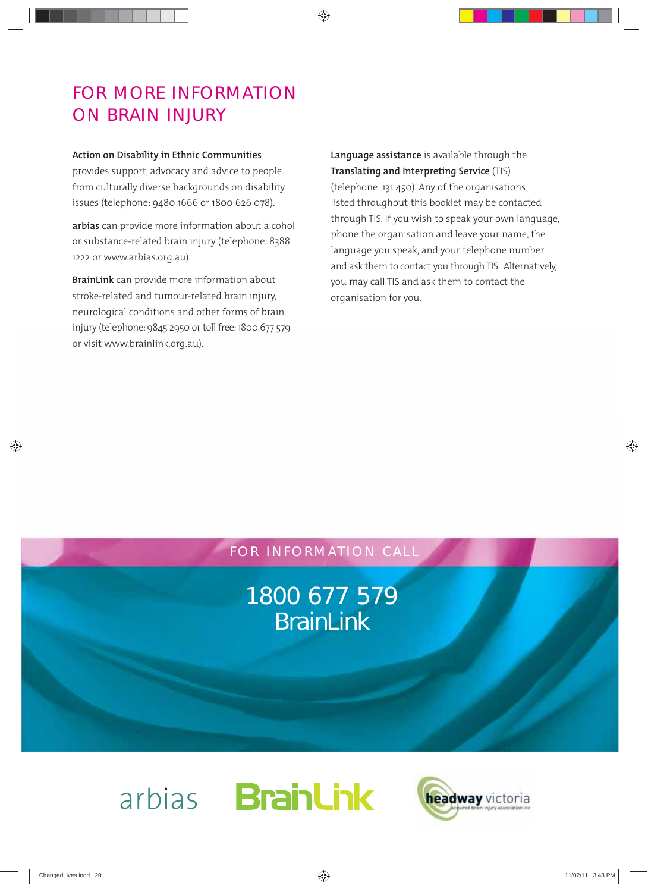# FOR MORE INFORMATION ON BRAIN INJURY

**Action on Disability in Ethnic Communities** provides support, advocacy and advice to people from culturally diverse backgrounds on disability issues (telephone: 9480 1666 or 1800 626 078).

**arbias** can provide more information about alcohol or substance-related brain injury (telephone: 8388 1222 or www.arbias.org.au).

**BrainLink** can provide more information about stroke-related and tumour-related brain injury, neurological conditions and other forms of brain injury (telephone: 9845 2950 or toll free: 1800 677 579 or visit www.brainlink.org.au).

**Language assistance** is available through the **Translating and Interpreting Service** (TIS) (telephone: 131 450). Any of the organisations listed throughout this booklet may be contacted through TIS. If you wish to speak your own language, phone the organisation and leave your name, the language you speak, and your telephone number and ask them to contact you through TIS. Alternatively, you may call TIS and ask them to contact the organisation for you.

FOR INFORMATION CALL

1800 677 579
BrainLink

arbias BrainLink headway victoria acquired brain injury association inc